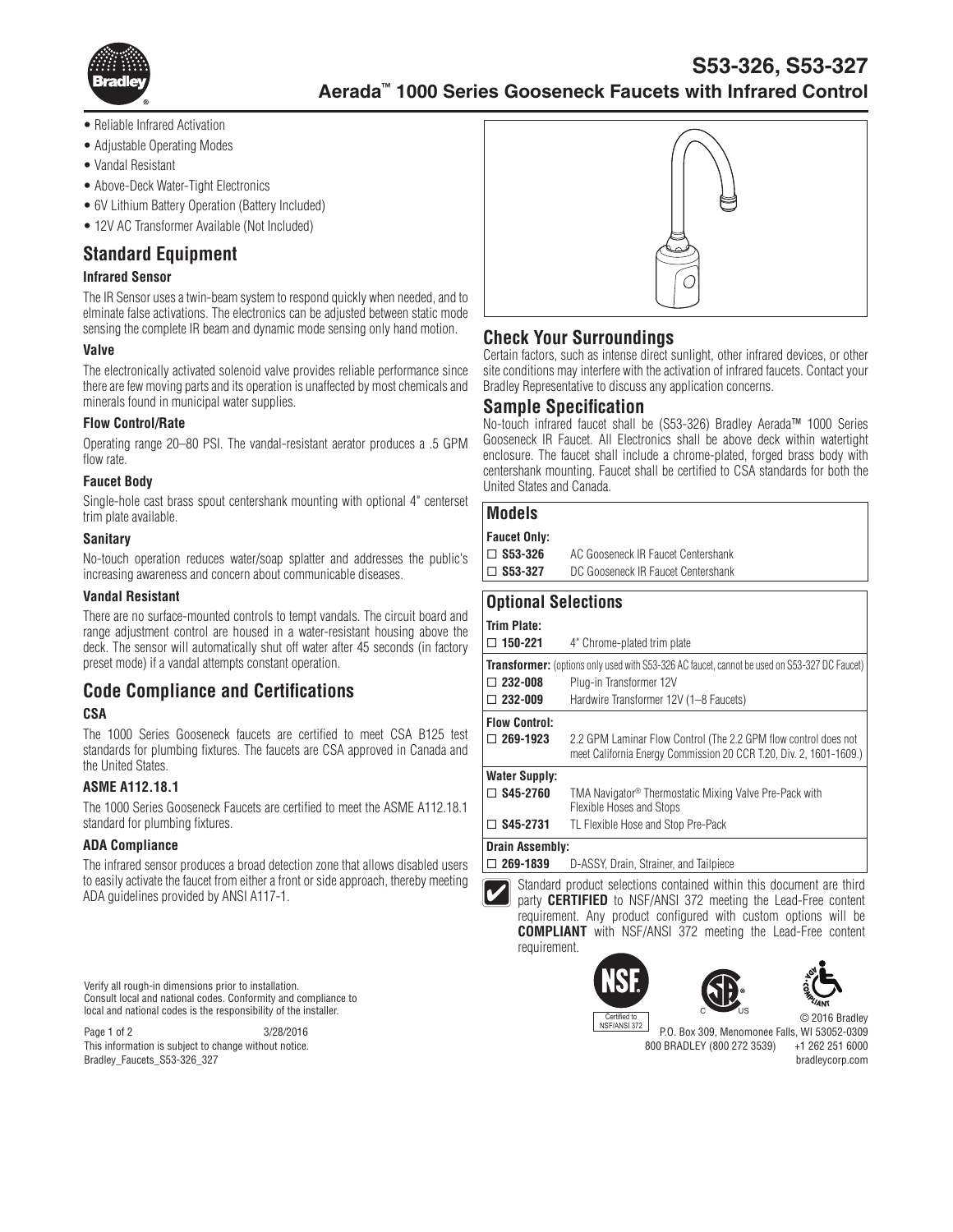# S53-326, S53-327

## Aerada™ 1000 Series Gooseneck Faucets with Infrared Control

- Reliable Infrared Activation
- Adjustable Operating Modes
- Vandal Resistant
- Above-Deck Water-Tight Electronics
- 6V Lithium Battery Operation (Battery Included)
- 12V AC Transformer Available (Not Included)

## Standard Equipment

### Infrared Sensor

The IR Sensor uses a twin-beam system to respond quickly when needed, and to elminate false activations. The electronics can be adjusted between static mode sensing the complete IR beam and dynamic mode sensing only hand motion.

### Valve

The electronically activated solenoid valve provides reliable performance since there are few moving parts and its operation is unaffected by most chemicals and minerals found in municipal water supplies.

### Flow Control/Rate

Operating range 20–80 PSI. The vandal-resistant aerator produces a .5 GPM flow rate.

### Faucet Body

Single-hole cast brass spout centershank mounting with optional 4" centerset trim plate available.

### Sanitary

No-touch operation reduces water/soap splatter and addresses the public's increasing awareness and concern about communicable diseases.

### Vandal Resistant

There are no surface-mounted controls to tempt vandals. The circuit board and range adjustment control are housed in a water-resistant housing above the deck. The sensor will automatically shut off water after 45 seconds (in factory preset mode) if a vandal attempts constant operation.

## Code Compliance and Certifications

### CSA

The 1000 Series Gooseneck faucets are certified to meet CSA B125 test standards for plumbing fixtures. The faucets are CSA approved in Canada and the United States.

### ASME A112.18.1

The 1000 Series Gooseneck Faucets are certified to meet the ASME A112.18.1 standard for plumbing fixtures.

### ADA Compliance

The infrared sensor produces a broad detection zone that allows disabled users to easily activate the faucet from either a front or side approach, thereby meeting ADA guidelines provided by ANSI A117-1.

## Check Your Surroundings

Certain factors, such as intense direct sunlight, other infrared devices, or other site conditions may interfere with the activation of infrared faucets. Contact your Bradley Representative to discuss any application concerns.

## Sample Specification

No-touch infrared faucet shall be (S53-326) Bradley Aerada™ 1000 Series Gooseneck IR Faucet. All Electronics shall be above deck within watertight enclosure. The faucet shall include a chrome-plated, forged brass body with centershank mounting. Faucet shall be certified to CSA standards for both the United States and Canada.

## Models

**Faucet Only:**

| | |
|---|---|
| ☐ **S53-326** | AC Gooseneck IR Faucet Centershank |
| ☐ **S53-327** | DC Gooseneck IR Faucet Centershank |

## Optional Selections

**Trim Plate:**

| | |
|---|---|
| ☐ **150-221** | 4" Chrome-plated trim plate |

**Transformer:** (options only used with S53-326 AC faucet, cannot be used on S53-327 DC Faucet)

| | |
|---|---|
| ☐ **232-008** | Plug-in Transformer 12V |
| ☐ **232-009** | Hardwire Transformer 12V (1–8 Faucets) |

**Flow Control:**

| | |
|---|---|
| ☐ **269-1923** | 2.2 GPM Laminar Flow Control (The 2.2 GPM flow control does not meet California Energy Commission 20 CCR T.20, Div. 2, 1601-1609.) |

**Water Supply:**

| | |
|---|---|
| ☐ **S45-2760** | TMA Navigator® Thermostatic Mixing Valve Pre-Pack with Flexible Hoses and Stops |
| ☐ **S45-2731** | TL Flexible Hose and Stop Pre-Pack |

**Drain Assembly:**

| | |
|---|---|
| ☐ **269-1839** | D-ASSY, Drain, Strainer, and Tailpiece |

✔ Standard product selections contained within this document are third party **CERTIFIED** to NSF/ANSI 372 meeting the Lead-Free content requirement. Any product configured with custom options will be **COMPLIANT** with NSF/ANSI 372 meeting the Lead-Free content requirement.

Certified to NSF/ANSI 372

Verify all rough-in dimensions prior to installation. Consult local and national codes. Conformity and compliance to local and national codes is the responsibility of the installer.

3/28/2016
This information is subject to change without notice.
Bradley_Faucets_S53-326_327

© 2016 Bradley
P.O. Box 309, Menomonee Falls, WI 53052-0309
800 BRADLEY (800 272 3539) +1 262 251 6000
bradleycorp.com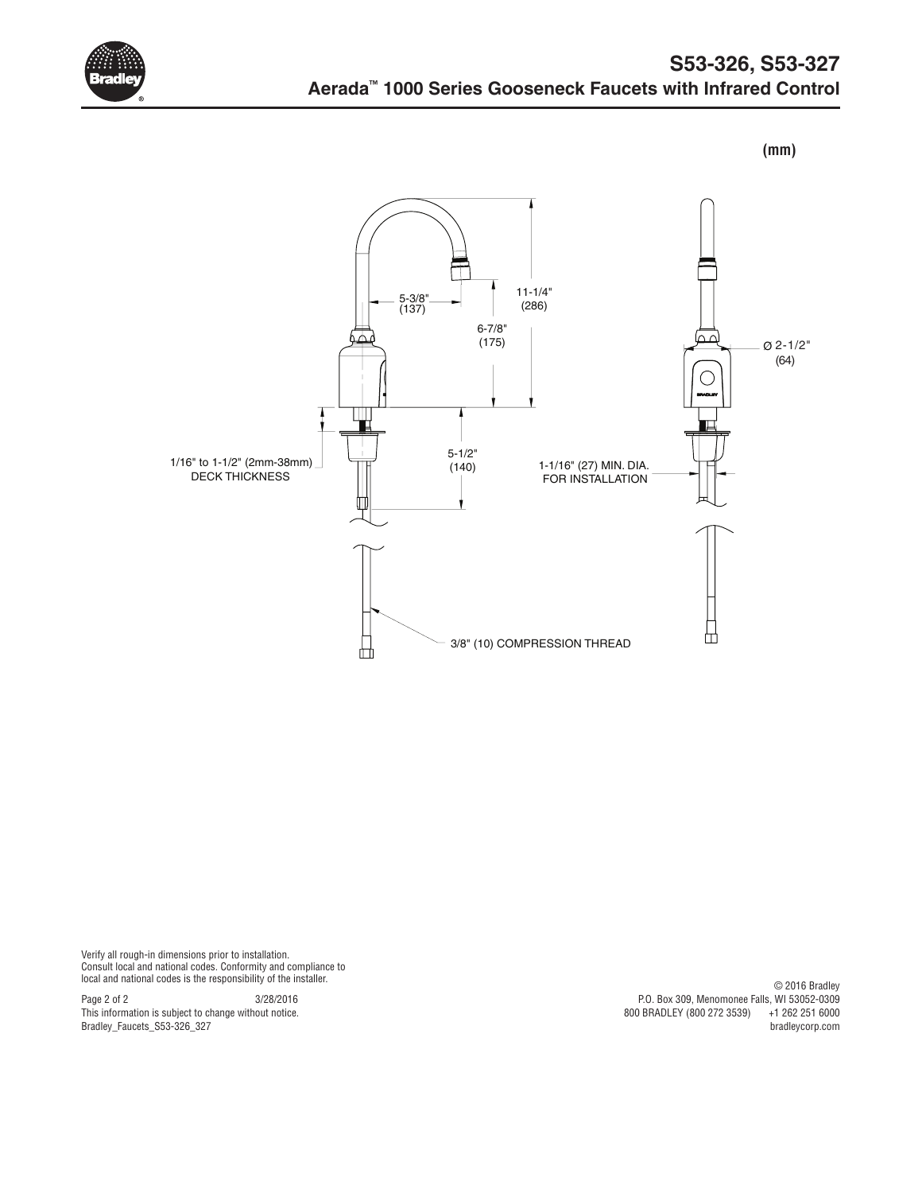# S53-326, S53-327

## Aerada™ 1000 Series Gooseneck Faucets with Infrared Control

(mm)

5-3/8"
(137)

11-1/4"
(286)

6-7/8"
(175)

Ø 2-1/2"
(64)

1/16" to 1-1/2" (2mm-38mm)
DECK THICKNESS

5-1/2"
(140)

1-1/16" (27) MIN. DIA.
FOR INSTALLATION

3/8" (10) COMPRESSION THREAD

Verify all rough-in dimensions prior to installation.
Consult local and national codes. Conformity and compliance to local and national codes is the responsibility of the installer.

3/28/2016
This information is subject to change without notice.
Bradley_Faucets_S53-326_327

© 2016 Bradley
P.O. Box 309, Menomonee Falls, WI 53052-0309
800 BRADLEY (800 272 3539) +1 262 251 6000
bradleycorp.com